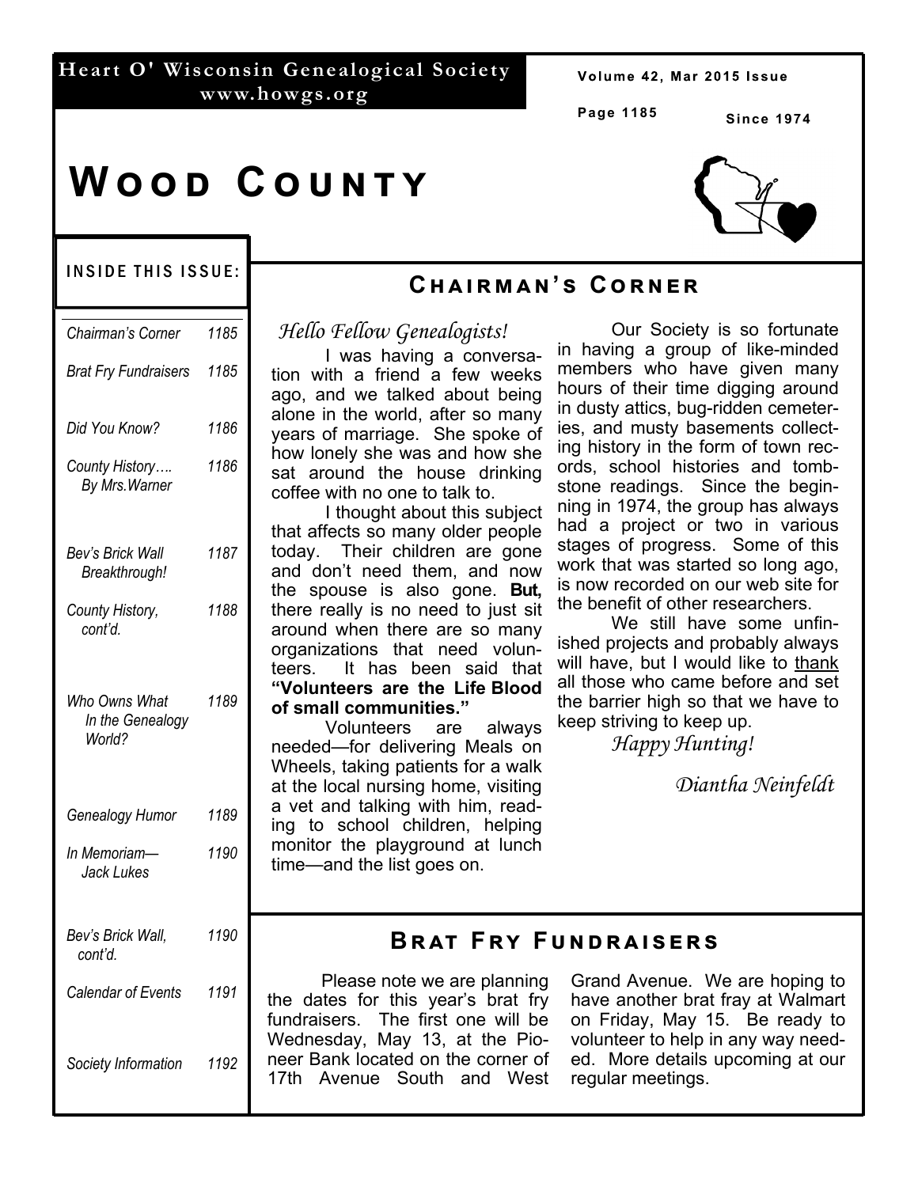Heart O' Wisconsin Genealogical Society
www.howgs.org

Volume 42, Mar 2015 Issue

Since 1974

# Wood County

**INSIDE THIS ISSUE:**

| | |
|---|---|
| *Chairman's Corner* | *1185* |
| *Brat Fry Fundraisers* | *1185* |
| *Did You Know?* | *1186* |
| *County History…. By Mrs.Warner* | *1186* |
| *Bev's Brick Wall Breakthrough!* | *1187* |
| *County History, cont'd.* | *1188* |
| *Who Owns What In the Genealogy World?* | *1189* |
| *Genealogy Humor* | *1189* |
| *In Memoriam—Jack Lukes* | *1190* |
| *Bev's Brick Wall, cont'd.* | *1190* |
| *Calendar of Events* | *1191* |
| *Society Information* | *1192* |

## Chairman's Corner

*Hello Fellow Genealogists!*

I was having a conversation with a friend a few weeks ago, and we talked about being alone in the world, after so many years of marriage. She spoke of how lonely she was and how she sat around the house drinking coffee with no one to talk to.

I thought about this subject that affects so many older people today. Their children are gone and don't need them, and now the spouse is also gone. **But,** there really is no need to just sit around when there are so many organizations that need volunteers. It has been said that **"Volunteers are the Life Blood of small communities."**

Volunteers are always needed—for delivering Meals on Wheels, taking patients for a walk at the local nursing home, visiting a vet and talking with him, reading to school children, helping monitor the playground at lunch time—and the list goes on.

Our Society is so fortunate in having a group of like-minded members who have given many hours of their time digging around in dusty attics, bug-ridden cemeteries, and musty basements collecting history in the form of town records, school histories and tombstone readings. Since the beginning in 1974, the group has always had a project or two in various stages of progress. Some of this work that was started so long ago, is now recorded on our web site for the benefit of other researchers.

We still have some unfinished projects and probably always will have, but I would like to thank all those who came before and set the barrier high so that we have to keep striving to keep up.

*Happy Hunting!*

*Diantha Neinfeldt*

## Brat Fry Fundraisers

Please note we are planning the dates for this year's brat fry fundraisers. The first one will be Wednesday, May 13, at the Pioneer Bank located on the corner of 17th Avenue South and West Grand Avenue. We are hoping to have another brat fray at Walmart on Friday, May 15. Be ready to volunteer to help in any way needed. More details upcoming at our regular meetings.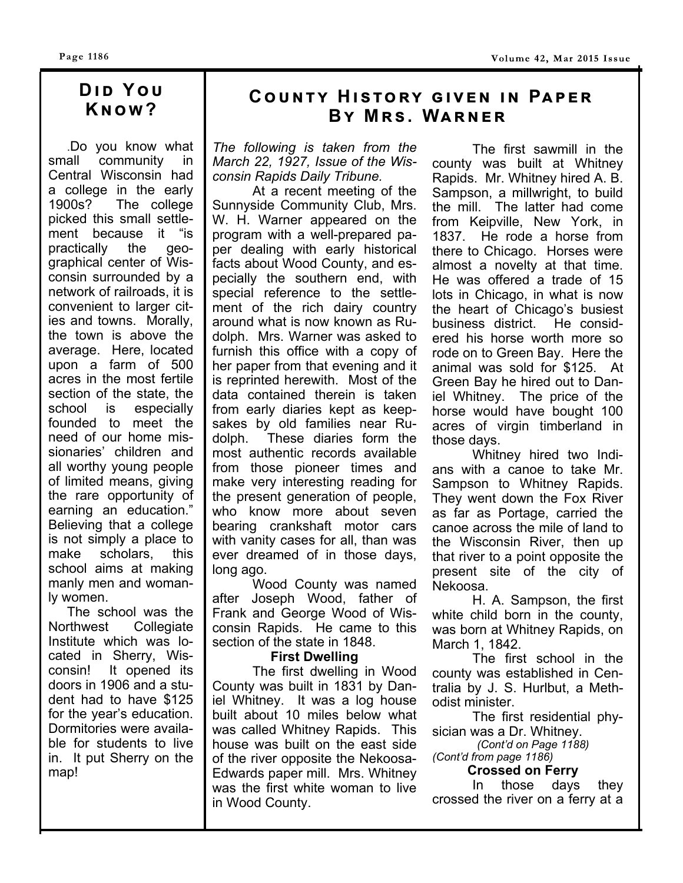## Did You Know?

Do you know what small community in Central Wisconsin had a college in the early 1900s? The college picked this small settlement because it "is practically the geographical center of Wisconsin surrounded by a network of railroads, it is convenient to larger cities and towns. Morally, the town is above the average. Here, located upon a farm of 500 acres in the most fertile section of the state, the school is especially founded to meet the need of our home missionaries' children and all worthy young people of limited means, giving the rare opportunity of earning an education." Believing that a college is not simply a place to make scholars, this school aims at making manly men and womanly women.

The school was the Northwest Collegiate Institute which was located in Sherry, Wisconsin! It opened its doors in 1906 and a student had to have $125 for the year's education. Dormitories were available for students to live in. It put Sherry on the map!

## County History given in Paper By Mrs. Warner

*The following is taken from the March 22, 1927, Issue of the Wisconsin Rapids Daily Tribune.*

At a recent meeting of the Sunnyside Community Club, Mrs. W. H. Warner appeared on the program with a well-prepared paper dealing with early historical facts about Wood County, and especially the southern end, with special reference to the settlement of the rich dairy country around what is now known as Rudolph. Mrs. Warner was asked to furnish this office with a copy of her paper from that evening and it is reprinted herewith. Most of the data contained therein is taken from early diaries kept as keepsakes by old families near Rudolph. These diaries form the most authentic records available from those pioneer times and make very interesting reading for the present generation of people, who know more about seven bearing crankshaft motor cars with vanity cases for all, than was ever dreamed of in those days, long ago.

Wood County was named after Joseph Wood, father of Frank and George Wood of Wisconsin Rapids. He came to this section of the state in 1848.

**First Dwelling**

The first dwelling in Wood County was built in 1831 by Daniel Whitney. It was a log house built about 10 miles below what was called Whitney Rapids. This house was built on the east side of the river opposite the Nekoosa-Edwards paper mill. Mrs. Whitney was the first white woman to live in Wood County.

The first sawmill in the county was built at Whitney Rapids. Mr. Whitney hired A. B. Sampson, a millwright, to build the mill. The latter had come from Keipville, New York, in 1837. He rode a horse from there to Chicago. Horses were almost a novelty at that time. He was offered a trade of 15 lots in Chicago, in what is now the heart of Chicago's busiest business district. He considered his horse worth more so rode on to Green Bay. Here the animal was sold for $125. At Green Bay he hired out to Daniel Whitney. The price of the horse would have bought 100 acres of virgin timberland in those days.

Whitney hired two Indians with a canoe to take Mr. Sampson to Whitney Rapids. They went down the Fox River as far as Portage, carried the canoe across the mile of land to the Wisconsin River, then up that river to a point opposite the present site of the city of Nekoosa.

H. A. Sampson, the first white child born in the county, was born at Whitney Rapids, on March 1, 1842.

The first school in the county was established in Centralia by J. S. Hurlbut, a Methodist minister.

The first residential physician was a Dr. Whitney.

*(Cont'd on Page 1188)*

*(Cont'd from page 1186)*

**Crossed on Ferry**

In those days they crossed the river on a ferry at a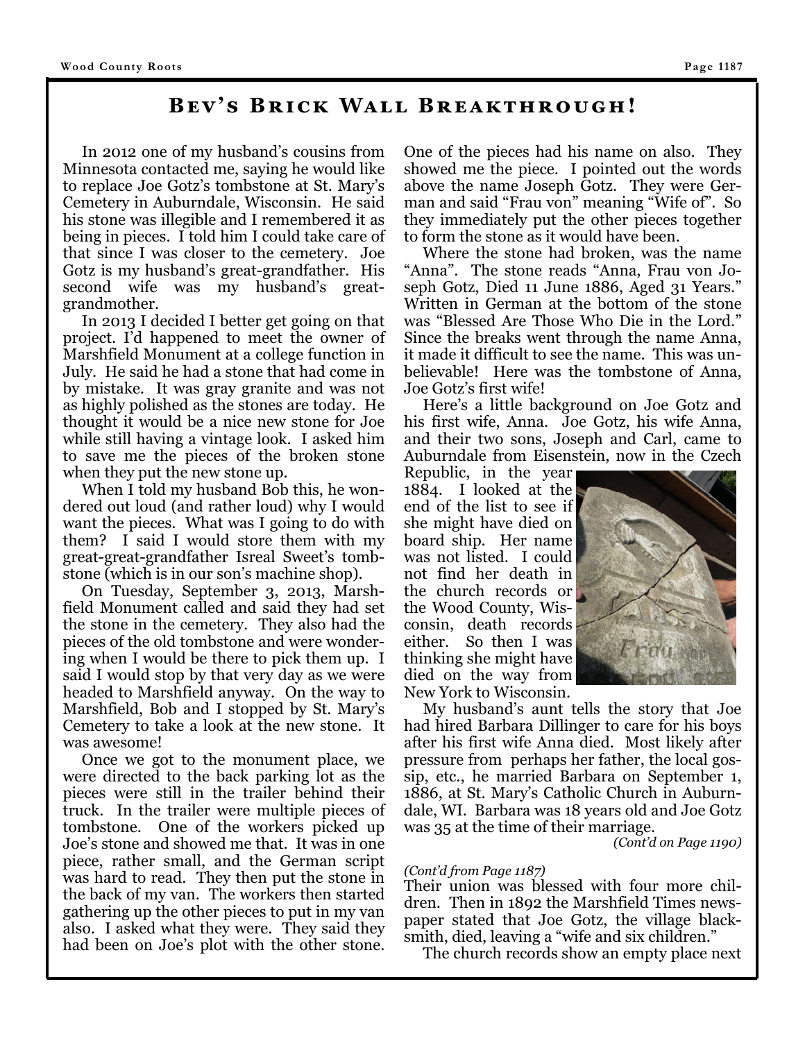## Bev's Brick Wall Breakthrough!

In 2012 one of my husband's cousins from Minnesota contacted me, saying he would like to replace Joe Gotz's tombstone at St. Mary's Cemetery in Auburndale, Wisconsin. He said his stone was illegible and I remembered it as being in pieces. I told him I could take care of that since I was closer to the cemetery. Joe Gotz is my husband's great-grandfather. His second wife was my husband's great-grandmother.

In 2013 I decided I better get going on that project. I'd happened to meet the owner of Marshfield Monument at a college function in July. He said he had a stone that had come in by mistake. It was gray granite and was not as highly polished as the stones are today. He thought it would be a nice new stone for Joe while still having a vintage look. I asked him to save me the pieces of the broken stone when they put the new stone up.

When I told my husband Bob this, he wondered out loud (and rather loud) why I would want the pieces. What was I going to do with them? I said I would store them with my great-great-grandfather Isreal Sweet's tombstone (which is in our son's machine shop).

On Tuesday, September 3, 2013, Marshfield Monument called and said they had set the stone in the cemetery. They also had the pieces of the old tombstone and were wondering when I would be there to pick them up. I said I would stop by that very day as we were headed to Marshfield anyway. On the way to Marshfield, Bob and I stopped by St. Mary's Cemetery to take a look at the new stone. It was awesome!

Once we got to the monument place, we were directed to the back parking lot as the pieces were still in the trailer behind their truck. In the trailer were multiple pieces of tombstone. One of the workers picked up Joe's stone and showed me that. It was in one piece, rather small, and the German script was hard to read. They then put the stone in the back of my van. The workers then started gathering up the other pieces to put in my van also. I asked what they were. They said they had been on Joe's plot with the other stone. One of the pieces had his name on also. They showed me the piece. I pointed out the words above the name Joseph Gotz. They were German and said "Frau von" meaning "Wife of". So they immediately put the other pieces together to form the stone as it would have been.

Where the stone had broken, was the name "Anna". The stone reads "Anna, Frau von Joseph Gotz, Died 11 June 1886, Aged 31 Years." Written in German at the bottom of the stone was "Blessed Are Those Who Die in the Lord." Since the breaks went through the name Anna, it made it difficult to see the name. This was unbelievable! Here was the tombstone of Anna, Joe Gotz's first wife!

Here's a little background on Joe Gotz and his first wife, Anna. Joe Gotz, his wife Anna, and their two sons, Joseph and Carl, came to Auburndale from Eisenstein, now in the Czech Republic, in the year 1884. I looked at the end of the list to see if she might have died on board ship. Her name was not listed. I could not find her death in the church records or the Wood County, Wisconsin, death records either. So then I was thinking she might have died on the way from New York to Wisconsin.

My husband's aunt tells the story that Joe had hired Barbara Dillinger to care for his boys after his first wife Anna died. Most likely after pressure from perhaps her father, the local gossip, etc., he married Barbara on September 1, 1886, at St. Mary's Catholic Church in Auburndale, WI. Barbara was 18 years old and Joe Gotz was 35 at the time of their marriage.

*(Cont'd on Page 1190)*

*(Cont'd from Page 1187)*

Their union was blessed with four more children. Then in 1892 the Marshfield Times newspaper stated that Joe Gotz, the village blacksmith, died, leaving a "wife and six children."

The church records show an empty place next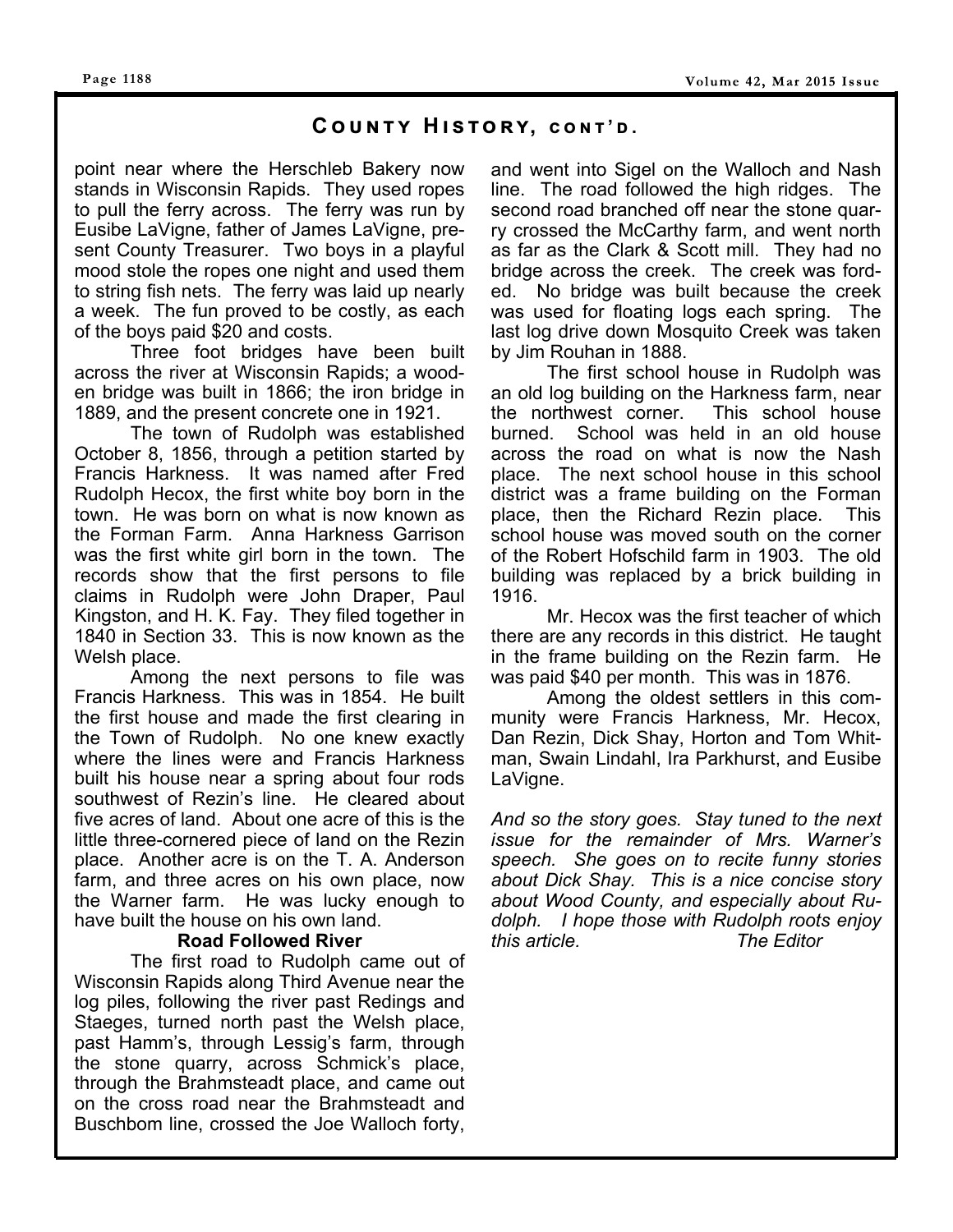## County History, cont'd.

point near where the Herschleb Bakery now stands in Wisconsin Rapids. They used ropes to pull the ferry across. The ferry was run by Eusibe LaVigne, father of James LaVigne, present County Treasurer. Two boys in a playful mood stole the ropes one night and used them to string fish nets. The ferry was laid up nearly a week. The fun proved to be costly, as each of the boys paid $20 and costs.

Three foot bridges have been built across the river at Wisconsin Rapids; a wooden bridge was built in 1866; the iron bridge in 1889, and the present concrete one in 1921.

The town of Rudolph was established October 8, 1856, through a petition started by Francis Harkness. It was named after Fred Rudolph Hecox, the first white boy born in the town. He was born on what is now known as the Forman Farm. Anna Harkness Garrison was the first white girl born in the town. The records show that the first persons to file claims in Rudolph were John Draper, Paul Kingston, and H. K. Fay. They filed together in 1840 in Section 33. This is now known as the Welsh place.

Among the next persons to file was Francis Harkness. This was in 1854. He built the first house and made the first clearing in the Town of Rudolph. No one knew exactly where the lines were and Francis Harkness built his house near a spring about four rods southwest of Rezin's line. He cleared about five acres of land. About one acre of this is the little three-cornered piece of land on the Rezin place. Another acre is on the T. A. Anderson farm, and three acres on his own place, now the Warner farm. He was lucky enough to have built the house on his own land.

**Road Followed River**

The first road to Rudolph came out of Wisconsin Rapids along Third Avenue near the log piles, following the river past Redings and Staeges, turned north past the Welsh place, past Hamm's, through Lessig's farm, through the stone quarry, across Schmick's place, through the Brahmsteadt place, and came out on the cross road near the Brahmsteadt and Buschbom line, crossed the Joe Walloch forty, and went into Sigel on the Walloch and Nash line. The road followed the high ridges. The second road branched off near the stone quarry crossed the McCarthy farm, and went north as far as the Clark & Scott mill. They had no bridge across the creek. The creek was forded. No bridge was built because the creek was used for floating logs each spring. The last log drive down Mosquito Creek was taken by Jim Rouhan in 1888.

The first school house in Rudolph was an old log building on the Harkness farm, near the northwest corner. This school house burned. School was held in an old house across the road on what is now the Nash place. The next school house in this school district was a frame building on the Forman place, then the Richard Rezin place. This school house was moved south on the corner of the Robert Hofschild farm in 1903. The old building was replaced by a brick building in 1916.

Mr. Hecox was the first teacher of which there are any records in this district. He taught in the frame building on the Rezin farm. He was paid $40 per month. This was in 1876.

Among the oldest settlers in this community were Francis Harkness, Mr. Hecox, Dan Rezin, Dick Shay, Horton and Tom Whitman, Swain Lindahl, Ira Parkhurst, and Eusibe LaVigne.

*And so the story goes. Stay tuned to the next issue for the remainder of Mrs. Warner's speech. She goes on to recite funny stories about Dick Shay. This is a nice concise story about Wood County, and especially about Rudolph. I hope those with Rudolph roots enjoy this article. The Editor*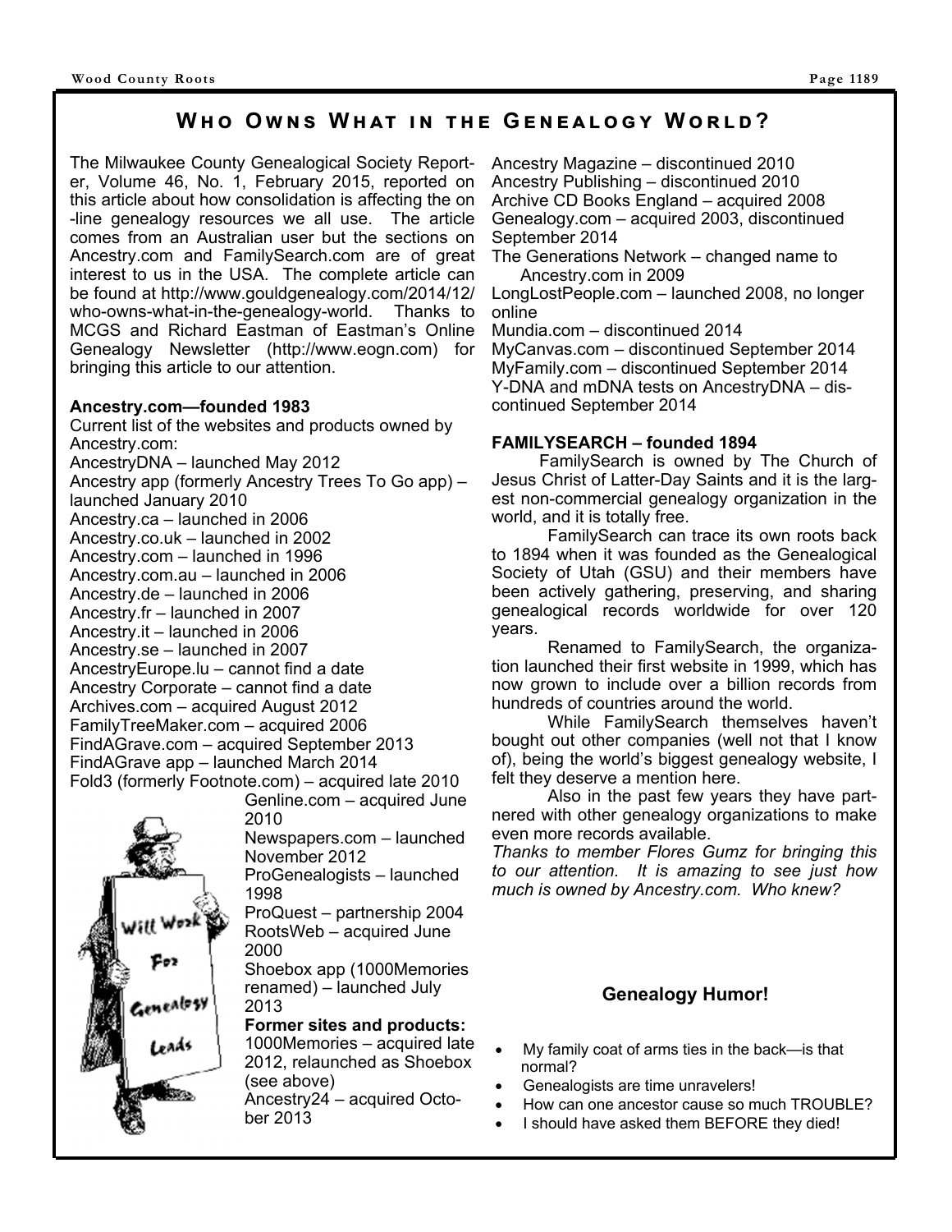## Who Owns What in the Genealogy World?

The Milwaukee County Genealogical Society Reporter, Volume 46, No. 1, February 2015, reported on this article about how consolidation is affecting the on-line genealogy resources we all use. The article comes from an Australian user but the sections on Ancestry.com and FamilySearch.com are of great interest to us in the USA. The complete article can be found at http://www.gouldgenealogy.com/2014/12/who-owns-what-in-the-genealogy-world. Thanks to MCGS and Richard Eastman of Eastman's Online Genealogy Newsletter (http://www.eogn.com) for bringing this article to our attention.

**Ancestry.com—founded 1983**

Current list of the websites and products owned by Ancestry.com:

AncestryDNA – launched May 2012
Ancestry app (formerly Ancestry Trees To Go app) – launched January 2010
Ancestry.ca – launched in 2006
Ancestry.co.uk – launched in 2002
Ancestry.com – launched in 1996
Ancestry.com.au – launched in 2006
Ancestry.de – launched in 2006
Ancestry.fr – launched in 2007
Ancestry.it – launched in 2006
Ancestry.se – launched in 2007
AncestryEurope.lu – cannot find a date
Ancestry Corporate – cannot find a date
Archives.com – acquired August 2012
FamilyTreeMaker.com – acquired 2006
FindAGrave.com – acquired September 2013
FindAGrave app – launched March 2014
Fold3 (formerly Footnote.com) – acquired late 2010
Genline.com – acquired June 2010
Newspapers.com – launched November 2012
ProGenealogists – launched 1998
ProQuest – partnership 2004
RootsWeb – acquired June 2000
Shoebox app (1000Memories renamed) – launched July 2013

**Former sites and products:**

1000Memories – acquired late 2012, relaunched as Shoebox (see above)
Ancestry24 – acquired October 2013
Ancestry Magazine – discontinued 2010
Ancestry Publishing – discontinued 2010
Archive CD Books England – acquired 2008
Genealogy.com – acquired 2003, discontinued September 2014
The Generations Network – changed name to Ancestry.com in 2009
LongLostPeople.com – launched 2008, no longer online
Mundia.com – discontinued 2014
MyCanvas.com – discontinued September 2014
MyFamily.com – discontinued September 2014
Y-DNA and mDNA tests on AncestryDNA – discontinued September 2014

**FAMILYSEARCH – founded 1894**

FamilySearch is owned by The Church of Jesus Christ of Latter-Day Saints and it is the largest non-commercial genealogy organization in the world, and it is totally free.

FamilySearch can trace its own roots back to 1894 when it was founded as the Genealogical Society of Utah (GSU) and their members have been actively gathering, preserving, and sharing genealogical records worldwide for over 120 years.

Renamed to FamilySearch, the organization launched their first website in 1999, which has now grown to include over a billion records from hundreds of countries around the world.

While FamilySearch themselves haven't bought out other companies (well not that I know of), being the world's biggest genealogy website, I felt they deserve a mention here.

Also in the past few years they have partnered with other genealogy organizations to make even more records available.

*Thanks to member Flores Gumz for bringing this to our attention. It is amazing to see just how much is owned by Ancestry.com. Who knew?*

### Genealogy Humor!

- My family coat of arms ties in the back—is that normal?
- Genealogists are time unravelers!
- How can one ancestor cause so much TROUBLE?
- I should have asked them BEFORE they died!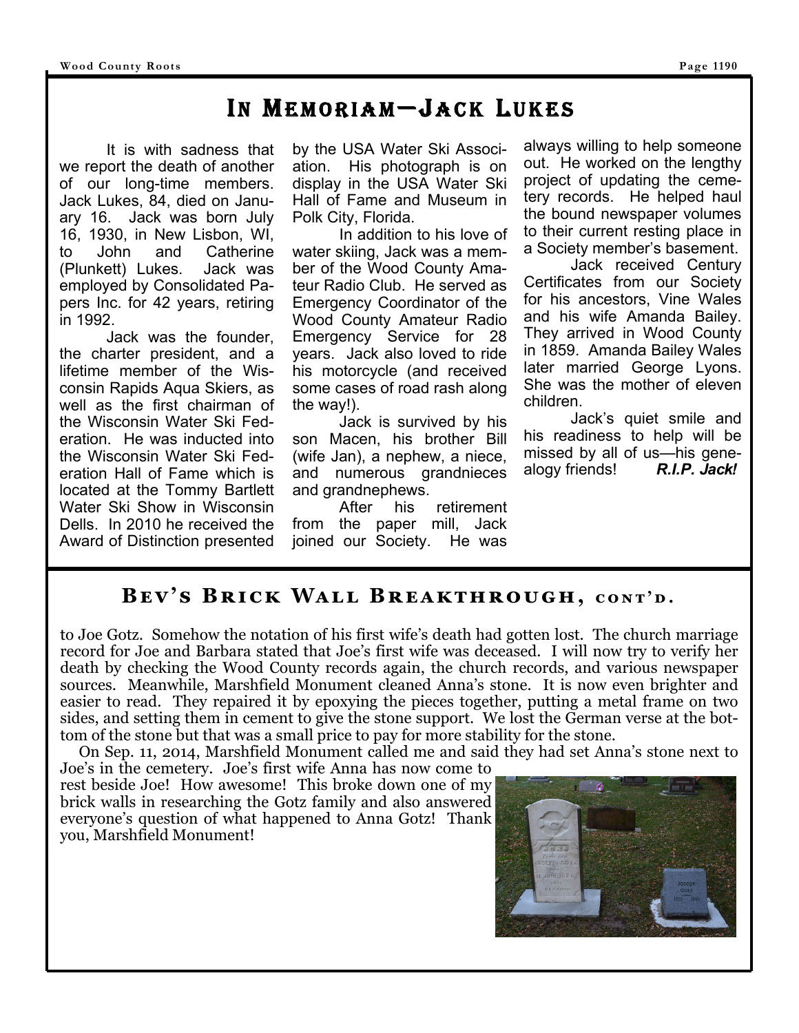## In Memoriam—Jack Lukes

It is with sadness that we report the death of another of our long-time members. Jack Lukes, 84, died on January 16. Jack was born July 16, 1930, in New Lisbon, WI, to John and Catherine (Plunkett) Lukes. Jack was employed by Consolidated Papers Inc. for 42 years, retiring in 1992.

Jack was the founder, the charter president, and a lifetime member of the Wisconsin Rapids Aqua Skiers, as well as the first chairman of the Wisconsin Water Ski Federation. He was inducted into the Wisconsin Water Ski Federation Hall of Fame which is located at the Tommy Bartlett Water Ski Show in Wisconsin Dells. In 2010 he received the Award of Distinction presented by the USA Water Ski Association. His photograph is on display in the USA Water Ski Hall of Fame and Museum in Polk City, Florida.

In addition to his love of water skiing, Jack was a member of the Wood County Amateur Radio Club. He served as Emergency Coordinator of the Wood County Amateur Radio Emergency Service for 28 years. Jack also loved to ride his motorcycle (and received some cases of road rash along the way!).

Jack is survived by his son Macen, his brother Bill (wife Jan), a nephew, a niece, and numerous grandnieces and grandnephews.

After his retirement from the paper mill, Jack joined our Society. He was always willing to help someone out. He worked on the lengthy project of updating the cemetery records. He helped haul the bound newspaper volumes to their current resting place in a Society member's basement.

Jack received Century Certificates from our Society for his ancestors, Vine Wales and his wife Amanda Bailey. They arrived in Wood County in 1859. Amanda Bailey Wales later married George Lyons. She was the mother of eleven children.

Jack's quiet smile and his readiness to help will be missed by all of us—his genealogy friends! ***R.I.P. Jack!***

## Bev's Brick Wall Breakthrough, cont'd.

to Joe Gotz. Somehow the notation of his first wife's death had gotten lost. The church marriage record for Joe and Barbara stated that Joe's first wife was deceased. I will now try to verify her death by checking the Wood County records again, the church records, and various newspaper sources. Meanwhile, Marshfield Monument cleaned Anna's stone. It is now even brighter and easier to read. They repaired it by epoxying the pieces together, putting a metal frame on two sides, and setting them in cement to give the stone support. We lost the German verse at the bottom of the stone but that was a small price to pay for more stability for the stone.

On Sep. 11, 2014, Marshfield Monument called me and said they had set Anna's stone next to Joe's in the cemetery. Joe's first wife Anna has now come to rest beside Joe! How awesome! This broke down one of my brick walls in researching the Gotz family and also answered everyone's question of what happened to Anna Gotz! Thank you, Marshfield Monument!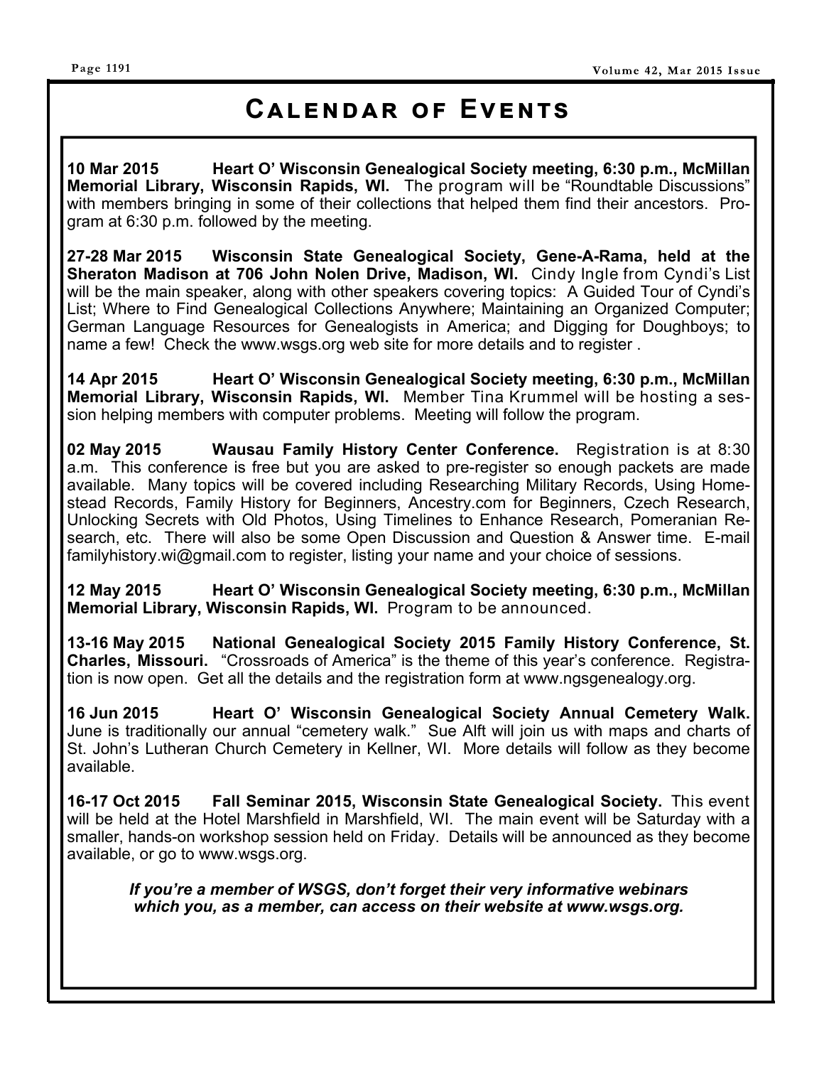# Calendar of Events

**10 Mar 2015 Heart O' Wisconsin Genealogical Society meeting, 6:30 p.m., McMillan Memorial Library, Wisconsin Rapids, WI.** The program will be "Roundtable Discussions" with members bringing in some of their collections that helped them find their ancestors. Program at 6:30 p.m. followed by the meeting.

**27-28 Mar 2015 Wisconsin State Genealogical Society, Gene-A-Rama, held at the Sheraton Madison at 706 John Nolen Drive, Madison, WI.** Cindy Ingle from Cyndi's List will be the main speaker, along with other speakers covering topics: A Guided Tour of Cyndi's List; Where to Find Genealogical Collections Anywhere; Maintaining an Organized Computer; German Language Resources for Genealogists in America; and Digging for Doughboys; to name a few! Check the www.wsgs.org web site for more details and to register .

**14 Apr 2015 Heart O' Wisconsin Genealogical Society meeting, 6:30 p.m., McMillan Memorial Library, Wisconsin Rapids, WI.** Member Tina Krummel will be hosting a session helping members with computer problems. Meeting will follow the program.

**02 May 2015 Wausau Family History Center Conference.** Registration is at 8:30 a.m. This conference is free but you are asked to pre-register so enough packets are made available. Many topics will be covered including Researching Military Records, Using Homestead Records, Family History for Beginners, Ancestry.com for Beginners, Czech Research, Unlocking Secrets with Old Photos, Using Timelines to Enhance Research, Pomeranian Research, etc. There will also be some Open Discussion and Question & Answer time. E-mail familyhistory.wi@gmail.com to register, listing your name and your choice of sessions.

**12 May 2015 Heart O' Wisconsin Genealogical Society meeting, 6:30 p.m., McMillan Memorial Library, Wisconsin Rapids, WI.** Program to be announced.

**13-16 May 2015 National Genealogical Society 2015 Family History Conference, St. Charles, Missouri.** "Crossroads of America" is the theme of this year's conference. Registration is now open. Get all the details and the registration form at www.ngsgenealogy.org.

**16 Jun 2015 Heart O' Wisconsin Genealogical Society Annual Cemetery Walk.** June is traditionally our annual "cemetery walk." Sue Alft will join us with maps and charts of St. John's Lutheran Church Cemetery in Kellner, WI. More details will follow as they become available.

**16-17 Oct 2015 Fall Seminar 2015, Wisconsin State Genealogical Society.** This event will be held at the Hotel Marshfield in Marshfield, WI. The main event will be Saturday with a smaller, hands-on workshop session held on Friday. Details will be announced as they become available, or go to www.wsgs.org.

***If you're a member of WSGS, don't forget their very informative webinars which you, as a member, can access on their website at www.wsgs.org.***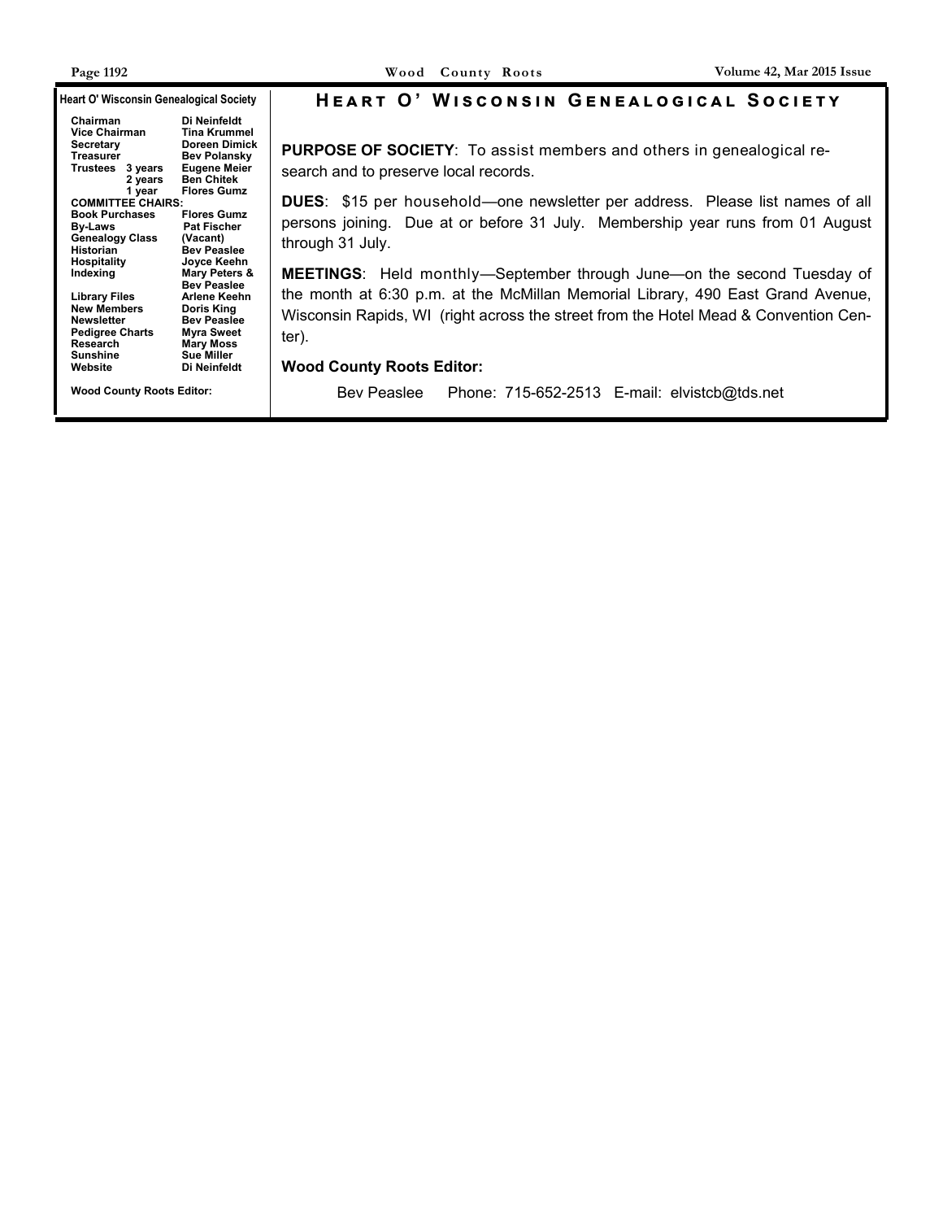**Heart O' Wisconsin Genealogical Society**

| | |
|---|---|
| Chairman | Di Neinfeldt |
| Vice Chairman | Tina Krummel |
| Secretary | Doreen Dimick |
| Treasurer | Bev Polansky |
| Trustees 3 years | Eugene Meier |
| 2 years | Ben Chitek |
| 1 year | Flores Gumz |
| **COMMITTEE CHAIRS:** | |
| Book Purchases | Flores Gumz |
| By-Laws | Pat Fischer |
| Genealogy Class | (Vacant) |
| Historian | Bev Peaslee |
| Hospitality | Joyce Keehn |
| Indexing | Mary Peters & Bev Peaslee |
| Library Files | Arlene Keehn |
| New Members | Doris King |
| Newsletter | Bev Peaslee |
| Pedigree Charts | Myra Sweet |
| Research | Mary Moss |
| Sunshine | Sue Miller |
| Website | Di Neinfeldt |

**Wood County Roots Editor:**

# HEART O' WISCONSIN GENEALOGICAL SOCIETY

**PURPOSE OF SOCIETY**: To assist members and others in genealogical research and to preserve local records.

**DUES**: $15 per household—one newsletter per address. Please list names of all persons joining. Due at or before 31 July. Membership year runs from 01 August through 31 July.

**MEETINGS**: Held monthly—September through June—on the second Tuesday of the month at 6:30 p.m. at the McMillan Memorial Library, 490 East Grand Avenue, Wisconsin Rapids, WI (right across the street from the Hotel Mead & Convention Center).

**Wood County Roots Editor:**

Bev Peaslee Phone: 715-652-2513 E-mail: elvistcb@tds.net